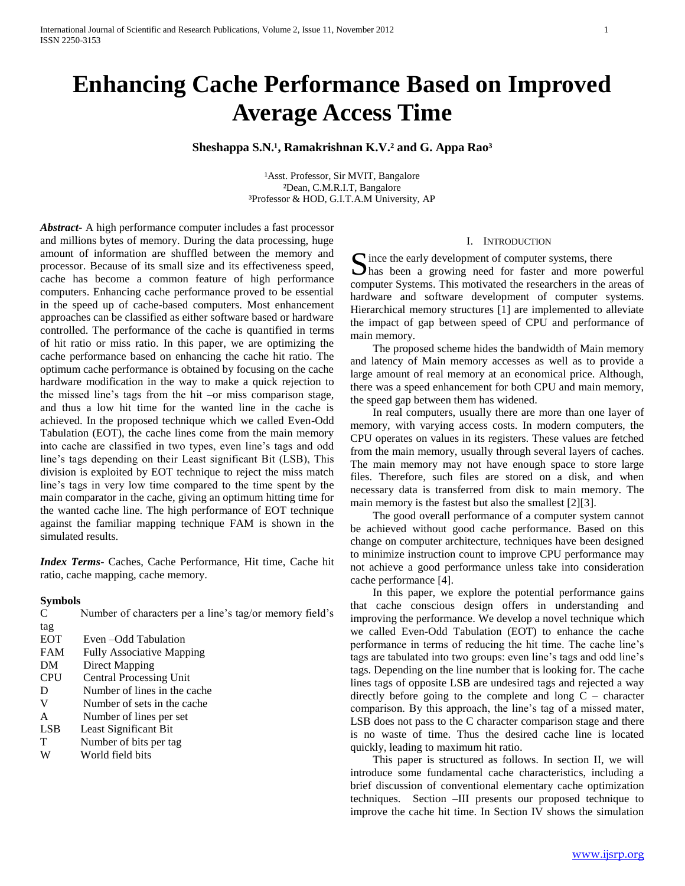# Enhancing Cache Performance Based on Improved Average Access Time

**Sheshappa S.N.[1], Ramakrishnan K.V.[2] and G. Appa Rao[3]**

[1]Asst. Professor, Sir MVIT, Bangalore
[2]Dean, C.M.R.I.T, Bangalore
[3]Professor & HOD, G.I.T.A.M University, AP

***Abstract***- A high performance computer includes a fast processor and millions bytes of memory. During the data processing, huge amount of information are shuffled between the memory and processor. Because of its small size and its effectiveness speed, cache has become a common feature of high performance computers. Enhancing cache performance proved to be essential in the speed up of cache-based computers. Most enhancement approaches can be classified as either software based or hardware controlled. The performance of the cache is quantified in terms of hit ratio or miss ratio. In this paper, we are optimizing the cache performance based on enhancing the cache hit ratio. The optimum cache performance is obtained by focusing on the cache hardware modification in the way to make a quick rejection to the missed line's tags from the hit –or miss comparison stage, and thus a low hit time for the wanted line in the cache is achieved. In the proposed technique which we called Even-Odd Tabulation (EOT), the cache lines come from the main memory into cache are classified in two types, even line's tags and odd line's tags depending on their Least significant Bit (LSB), This division is exploited by EOT technique to reject the miss match line's tags in very low time compared to the time spent by the main comparator in the cache, giving an optimum hitting time for the wanted cache line. The high performance of EOT technique against the familiar mapping technique FAM is shown in the simulated results.

***Index Terms***- Caches, Cache Performance, Hit time, Cache hit ratio, cache mapping, cache memory.

**Symbols**

| | |
|---|---|
| C | Number of characters per a line's tag/or memory field's tag |
| EOT | Even –Odd Tabulation |
| FAM | Fully Associative Mapping |
| DM | Direct Mapping |
| CPU | Central Processing Unit |
| D | Number of lines in the cache |
| V | Number of sets in the cache |
| A | Number of lines per set |
| LSB | Least Significant Bit |
| T | Number of bits per tag |
| W | World field bits |

## I. Introduction

Since the early development of computer systems, there has been a growing need for faster and more powerful computer Systems. This motivated the researchers in the areas of hardware and software development of computer systems. Hierarchical memory structures [1] are implemented to alleviate the impact of gap between speed of CPU and performance of main memory.

The proposed scheme hides the bandwidth of Main memory and latency of Main memory accesses as well as to provide a large amount of real memory at an economical price. Although, there was a speed enhancement for both CPU and main memory, the speed gap between them has widened.

In real computers, usually there are more than one layer of memory, with varying access costs. In modern computers, the CPU operates on values in its registers. These values are fetched from the main memory, usually through several layers of caches. The main memory may not have enough space to store large files. Therefore, such files are stored on a disk, and when necessary data is transferred from disk to main memory. The main memory is the fastest but also the smallest [2][3].

The good overall performance of a computer system cannot be achieved without good cache performance. Based on this change on computer architecture, techniques have been designed to minimize instruction count to improve CPU performance may not achieve a good performance unless take into consideration cache performance [4].

In this paper, we explore the potential performance gains that cache conscious design offers in understanding and improving the performance. We develop a novel technique which we called Even-Odd Tabulation (EOT) to enhance the cache performance in terms of reducing the hit time. The cache line's tags are tabulated into two groups: even line's tags and odd line's tags. Depending on the line number that is looking for. The cache lines tags of opposite LSB are undesired tags and rejected a way directly before going to the complete and long C – character comparison. By this approach, the line's tag of a missed mater, LSB does not pass to the C character comparison stage and there is no waste of time. Thus the desired cache line is located quickly, leading to maximum hit ratio.

This paper is structured as follows. In section II, we will introduce some fundamental cache characteristics, including a brief discussion of conventional elementary cache optimization techniques. Section –III presents our proposed technique to improve the cache hit time. In Section IV shows the simulation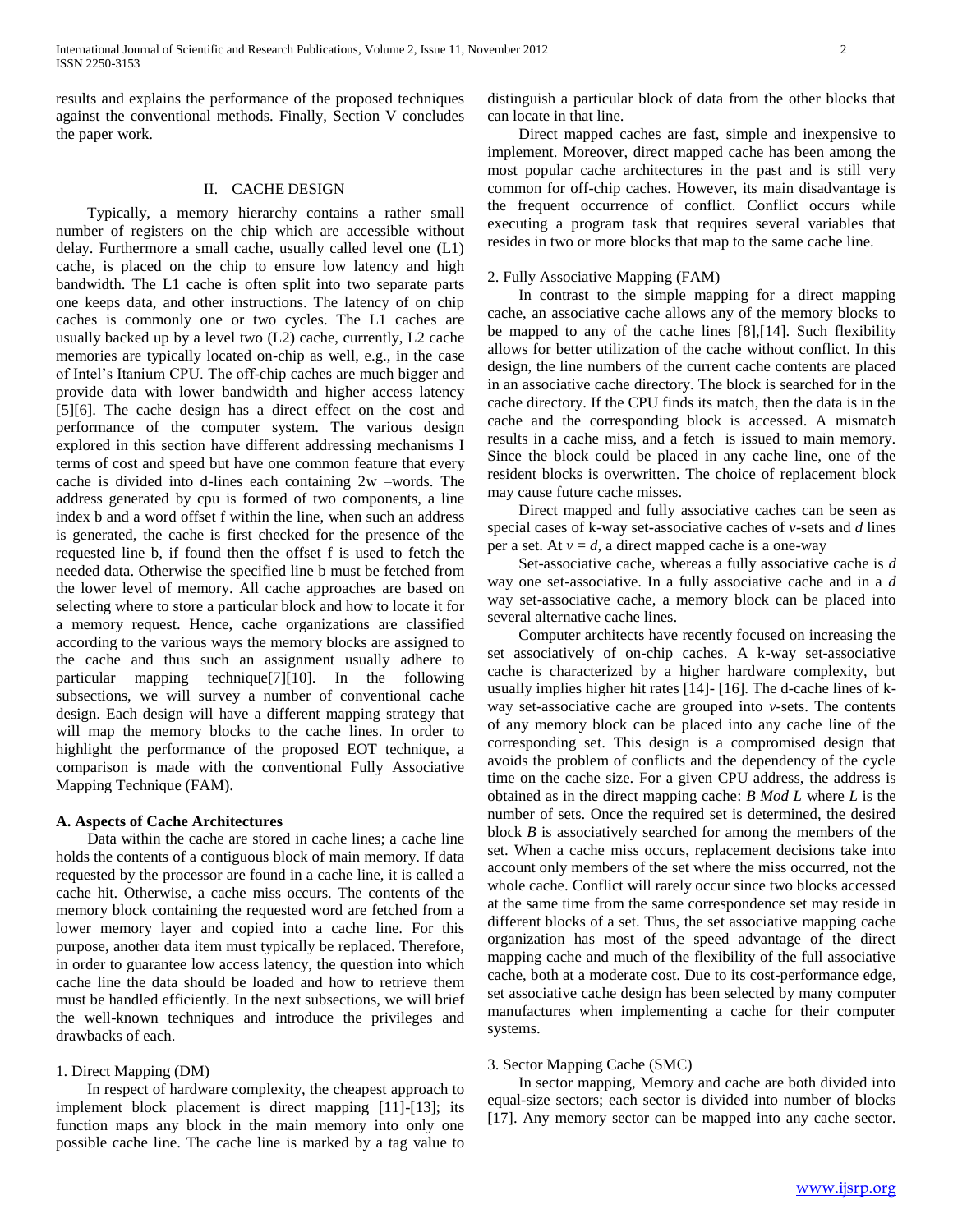results and explains the performance of the proposed techniques against the conventional methods. Finally, Section V concludes the paper work.

## II. CACHE DESIGN

Typically, a memory hierarchy contains a rather small number of registers on the chip which are accessible without delay. Furthermore a small cache, usually called level one (L1) cache, is placed on the chip to ensure low latency and high bandwidth. The L1 cache is often split into two separate parts one keeps data, and other instructions. The latency of on chip caches is commonly one or two cycles. The L1 caches are usually backed up by a level two (L2) cache, currently, L2 cache memories are typically located on-chip as well, e.g., in the case of Intel's Itanium CPU. The off-chip caches are much bigger and provide data with lower bandwidth and higher access latency [5][6]. The cache design has a direct effect on the cost and performance of the computer system. The various design explored in this section have different addressing mechanisms I terms of cost and speed but have one common feature that every cache is divided into d-lines each containing 2w –words. The address generated by cpu is formed of two components, a line index b and a word offset f within the line, when such an address is generated, the cache is first checked for the presence of the requested line b, if found then the offset f is used to fetch the needed data. Otherwise the specified line b must be fetched from the lower level of memory. All cache approaches are based on selecting where to store a particular block and how to locate it for a memory request. Hence, cache organizations are classified according to the various ways the memory blocks are assigned to the cache and thus such an assignment usually adhere to particular mapping technique[7][10]. In the following subsections, we will survey a number of conventional cache design. Each design will have a different mapping strategy that will map the memory blocks to the cache lines. In order to highlight the performance of the proposed EOT technique, a comparison is made with the conventional Fully Associative Mapping Technique (FAM).

### A. Aspects of Cache Architectures

Data within the cache are stored in cache lines; a cache line holds the contents of a contiguous block of main memory. If data requested by the processor are found in a cache line, it is called a cache hit. Otherwise, a cache miss occurs. The contents of the memory block containing the requested word are fetched from a lower memory layer and copied into a cache line. For this purpose, another data item must typically be replaced. Therefore, in order to guarantee low access latency, the question into which cache line the data should be loaded and how to retrieve them must be handled efficiently. In the next subsections, we will brief the well-known techniques and introduce the privileges and drawbacks of each.

#### 1. Direct Mapping (DM)

In respect of hardware complexity, the cheapest approach to implement block placement is direct mapping [11]-[13]; its function maps any block in the main memory into only one possible cache line. The cache line is marked by a tag value to distinguish a particular block of data from the other blocks that can locate in that line.

Direct mapped caches are fast, simple and inexpensive to implement. Moreover, direct mapped cache has been among the most popular cache architectures in the past and is still very common for off-chip caches. However, its main disadvantage is the frequent occurrence of conflict. Conflict occurs while executing a program task that requires several variables that resides in two or more blocks that map to the same cache line.

#### 2. Fully Associative Mapping (FAM)

In contrast to the simple mapping for a direct mapping cache, an associative cache allows any of the memory blocks to be mapped to any of the cache lines [8],[14]. Such flexibility allows for better utilization of the cache without conflict. In this design, the line numbers of the current cache contents are placed in an associative cache directory. The block is searched for in the cache directory. If the CPU finds its match, then the data is in the cache and the corresponding block is accessed. A mismatch results in a cache miss, and a fetch is issued to main memory. Since the block could be placed in any cache line, one of the resident blocks is overwritten. The choice of replacement block may cause future cache misses.

Direct mapped and fully associative caches can be seen as special cases of k-way set-associative caches of *v*-sets and *d* lines per a set. At $v = d$, a direct mapped cache is a one-way

Set-associative cache, whereas a fully associative cache is *d* way one set-associative. In a fully associative cache and in a *d* way set-associative cache, a memory block can be placed into several alternative cache lines.

Computer architects have recently focused on increasing the set associatively of on-chip caches. A k-way set-associative cache is characterized by a higher hardware complexity, but usually implies higher hit rates [14]- [16]. The d-cache lines of k-way set-associative cache are grouped into *v*-sets. The contents of any memory block can be placed into any cache line of the corresponding set. This design is a compromised design that avoids the problem of conflicts and the dependency of the cycle time on the cache size. For a given CPU address, the address is obtained as in the direct mapping cache: *B Mod L* where *L* is the number of sets. Once the required set is determined, the desired block *B* is associatively searched for among the members of the set. When a cache miss occurs, replacement decisions take into account only members of the set where the miss occurred, not the whole cache. Conflict will rarely occur since two blocks accessed at the same time from the same correspondence set may reside in different blocks of a set. Thus, the set associative mapping cache organization has most of the speed advantage of the direct mapping cache and much of the flexibility of the full associative cache, both at a moderate cost. Due to its cost-performance edge, set associative cache design has been selected by many computer manufactures when implementing a cache for their computer systems.

#### 3. Sector Mapping Cache (SMC)

In sector mapping, Memory and cache are both divided into equal-size sectors; each sector is divided into number of blocks [17]. Any memory sector can be mapped into any cache sector.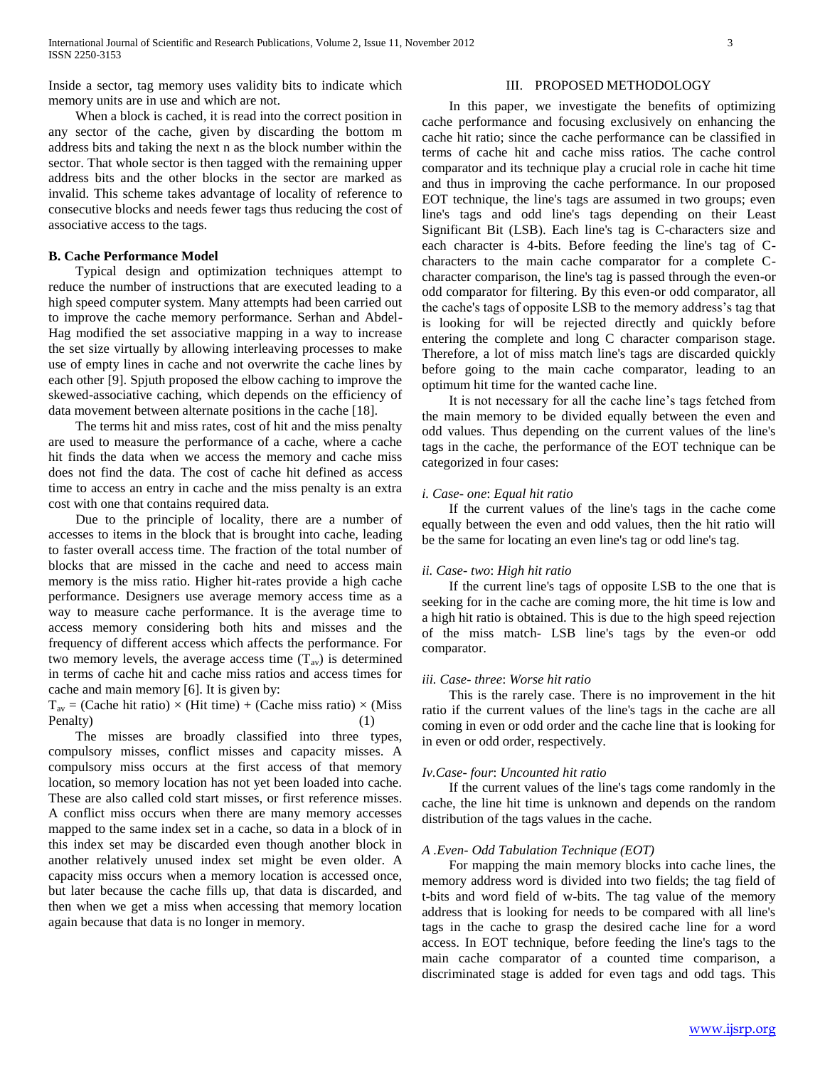Inside a sector, tag memory uses validity bits to indicate which memory units are in use and which are not.

When a block is cached, it is read into the correct position in any sector of the cache, given by discarding the bottom m address bits and taking the next n as the block number within the sector. That whole sector is then tagged with the remaining upper address bits and the other blocks in the sector are marked as invalid. This scheme takes advantage of locality of reference to consecutive blocks and needs fewer tags thus reducing the cost of associative access to the tags.

### B. Cache Performance Model

Typical design and optimization techniques attempt to reduce the number of instructions that are executed leading to a high speed computer system. Many attempts had been carried out to improve the cache memory performance. Serhan and Abdel-Hag modified the set associative mapping in a way to increase the set size virtually by allowing interleaving processes to make use of empty lines in cache and not overwrite the cache lines by each other [9]. Spjuth proposed the elbow caching to improve the skewed-associative caching, which depends on the efficiency of data movement between alternate positions in the cache [18].

The terms hit and miss rates, cost of hit and the miss penalty are used to measure the performance of a cache, where a cache hit finds the data when we access the memory and cache miss does not find the data. The cost of cache hit defined as access time to access an entry in cache and the miss penalty is an extra cost with one that contains required data.

Due to the principle of locality, there are a number of accesses to items in the block that is brought into cache, leading to faster overall access time. The fraction of the total number of blocks that are missed in the cache and need to access main memory is the miss ratio. Higher hit-rates provide a high cache performance. Designers use average memory access time as a way to measure cache performance. It is the average time to access memory considering both hits and misses and the frequency of different access which affects the performance. For two memory levels, the average access time ($T_{av}$) is determined in terms of cache hit and cache miss ratios and access times for cache and main memory [6]. It is given by:

$$T_{av} = (\text{Cache hit ratio}) \times (\text{Hit time}) + (\text{Cache miss ratio}) \times (\text{Miss Penalty}) \quad (1)$$

The misses are broadly classified into three types, compulsory misses, conflict misses and capacity misses. A compulsory miss occurs at the first access of that memory location, so memory location has not yet been loaded into cache. These are also called cold start misses, or first reference misses. A conflict miss occurs when there are many memory accesses mapped to the same index set in a cache, so data in a block of in this index set may be discarded even though another block in another relatively unused index set might be even older. A capacity miss occurs when a memory location is accessed once, but later because the cache fills up, that data is discarded, and then when we get a miss when accessing that memory location again because that data is no longer in memory.

## III. PROPOSED METHODOLOGY

In this paper, we investigate the benefits of optimizing cache performance and focusing exclusively on enhancing the cache hit ratio; since the cache performance can be classified in terms of cache hit and cache miss ratios. The cache control comparator and its technique play a crucial role in cache hit time and thus in improving the cache performance. In our proposed EOT technique, the line's tags are assumed in two groups; even line's tags and odd line's tags depending on their Least Significant Bit (LSB). Each line's tag is C-characters size and each character is 4-bits. Before feeding the line's tag of C-characters to the main cache comparator for a complete C-character comparison, the line's tag is passed through the even-or odd comparator for filtering. By this even-or odd comparator, all the cache's tags of opposite LSB to the memory address's tag that is looking for will be rejected directly and quickly before entering the complete and long C character comparison stage. Therefore, a lot of miss match line's tags are discarded quickly before going to the main cache comparator, leading to an optimum hit time for the wanted cache line.

It is not necessary for all the cache line's tags fetched from the main memory to be divided equally between the even and odd values. Thus depending on the current values of the line's tags in the cache, the performance of the EOT technique can be categorized in four cases:

*i. Case- one*: *Equal hit ratio*

If the current values of the line's tags in the cache come equally between the even and odd values, then the hit ratio will be the same for locating an even line's tag or odd line's tag.

*ii. Case- two*: *High hit ratio*

If the current line's tags of opposite LSB to the one that is seeking for in the cache are coming more, the hit time is low and a high hit ratio is obtained. This is due to the high speed rejection of the miss match- LSB line's tags by the even-or odd comparator.

*iii. Case- three*: *Worse hit ratio*

This is the rarely case. There is no improvement in the hit ratio if the current values of the line's tags in the cache are all coming in even or odd order and the cache line that is looking for in even or odd order, respectively.

*Iv.Case- four*: *Uncounted hit ratio*

If the current values of the line's tags come randomly in the cache, the line hit time is unknown and depends on the random distribution of the tags values in the cache.

*A .Even- Odd Tabulation Technique (EOT)*

For mapping the main memory blocks into cache lines, the memory address word is divided into two fields; the tag field of t-bits and word field of w-bits. The tag value of the memory address that is looking for needs to be compared with all line's tags in the cache to grasp the desired cache line for a word access. In EOT technique, before feeding the line's tags to the main cache comparator of a counted time comparison, a discriminated stage is added for even tags and odd tags. This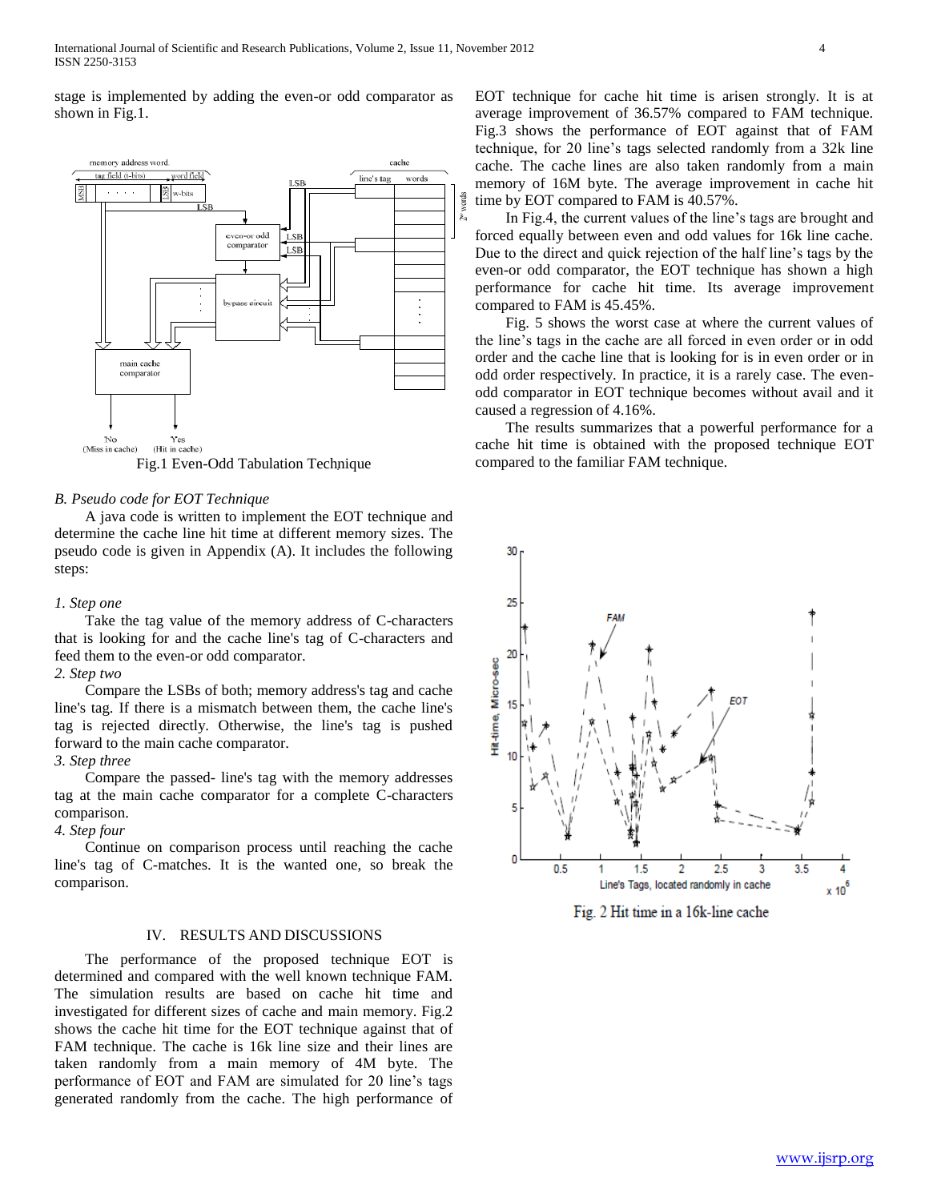stage is implemented by adding the even-or odd comparator as shown in Fig.1.

Fig.1 Even-Odd Tabulation Technique

### B. Pseudo code for EOT Technique

A java code is written to implement the EOT technique and determine the cache line hit time at different memory sizes. The pseudo code is given in Appendix (A). It includes the following steps:

*1. Step one*

Take the tag value of the memory address of C-characters that is looking for and the cache line's tag of C-characters and feed them to the even-or odd comparator.

*2. Step two*

Compare the LSBs of both; memory address's tag and cache line's tag. If there is a mismatch between them, the cache line's tag is rejected directly. Otherwise, the line's tag is pushed forward to the main cache comparator.

*3. Step three*

Compare the passed- line's tag with the memory addresses tag at the main cache comparator for a complete C-characters comparison.

*4. Step four*

Continue on comparison process until reaching the cache line's tag of C-matches. It is the wanted one, so break the comparison.

## IV. RESULTS AND DISCUSSIONS

The performance of the proposed technique EOT is determined and compared with the well known technique FAM. The simulation results are based on cache hit time and investigated for different sizes of cache and main memory. Fig.2 shows the cache hit time for the EOT technique against that of FAM technique. The cache is 16k line size and their lines are taken randomly from a main memory of 4M byte. The performance of EOT and FAM are simulated for 20 line's tags generated randomly from the cache. The high performance of EOT technique for cache hit time is arisen strongly. It is at average improvement of 36.57% compared to FAM technique. Fig.3 shows the performance of EOT against that of FAM technique, for 20 line's tags selected randomly from a 32k line cache. The cache lines are also taken randomly from a main memory of 16M byte. The average improvement in cache hit time by EOT compared to FAM is 40.57%.

In Fig.4, the current values of the line's tags are brought and forced equally between even and odd values for 16k line cache. Due to the direct and quick rejection of the half line's tags by the even-or odd comparator, the EOT technique has shown a high performance for cache hit time. Its average improvement compared to FAM is 45.45%.

Fig. 5 shows the worst case at where the current values of the line's tags in the cache are all forced in even order or in odd order and the cache line that is looking for is in even order or in odd order respectively. In practice, it is a rarely case. The even-odd comparator in EOT technique becomes without avail and it caused a regression of 4.16%.

The results summarizes that a powerful performance for a cache hit time is obtained with the proposed technique EOT compared to the familiar FAM technique.

Fig. 2 Hit time in a 16k-line cache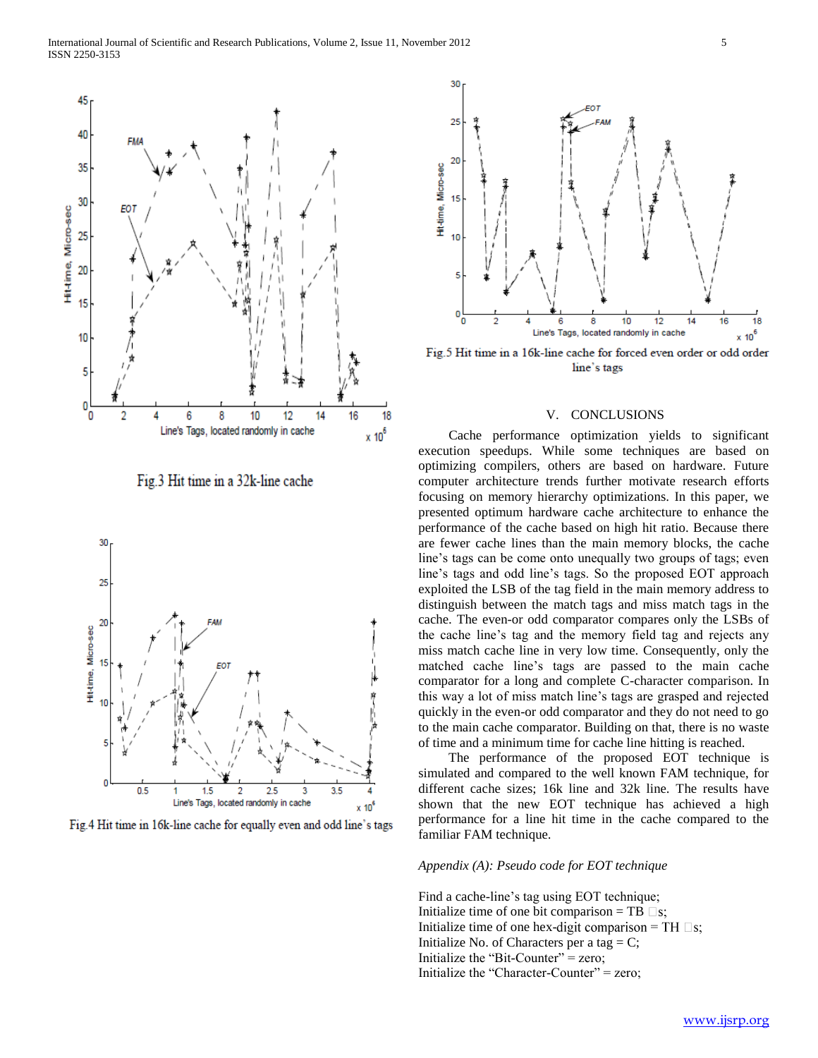Fig.3 Hit time in a 32k-line cache

Fig.4 Hit time in 16k-line cache for equally even and odd line's tags

Fig.5 Hit time in a 16k-line cache for forced even order or odd order line's tags

## V. CONCLUSIONS

Cache performance optimization yields to significant execution speedups. While some techniques are based on optimizing compilers, others are based on hardware. Future computer architecture trends further motivate research efforts focusing on memory hierarchy optimizations. In this paper, we presented optimum hardware cache architecture to enhance the performance of the cache based on high hit ratio. Because there are fewer cache lines than the main memory blocks, the cache line's tags can be come onto unequally two groups of tags; even line's tags and odd line's tags. So the proposed EOT approach exploited the LSB of the tag field in the main memory address to distinguish between the match tags and miss match tags in the cache. The even-or odd comparator compares only the LSBs of the cache line's tag and the memory field tag and rejects any miss match cache line in very low time. Consequently, only the matched cache line's tags are passed to the main cache comparator for a long and complete C-character comparison. In this way a lot of miss match line's tags are grasped and rejected quickly in the even-or odd comparator and they do not need to go to the main cache comparator. Building on that, there is no waste of time and a minimum time for cache line hitting is reached.

The performance of the proposed EOT technique is simulated and compared to the well known FAM technique, for different cache sizes; 16k line and 32k line. The results have shown that the new EOT technique has achieved a high performance for a line hit time in the cache compared to the familiar FAM technique.

*Appendix (A): Pseudo code for EOT technique*

Find a cache-line's tag using EOT technique;
Initialize time of one bit comparison = TB □s;
Initialize time of one hex-digit comparison = TH □s;
Initialize No. of Characters per a tag = C;
Initialize the "Bit-Counter" = zero;
Initialize the "Character-Counter" = zero;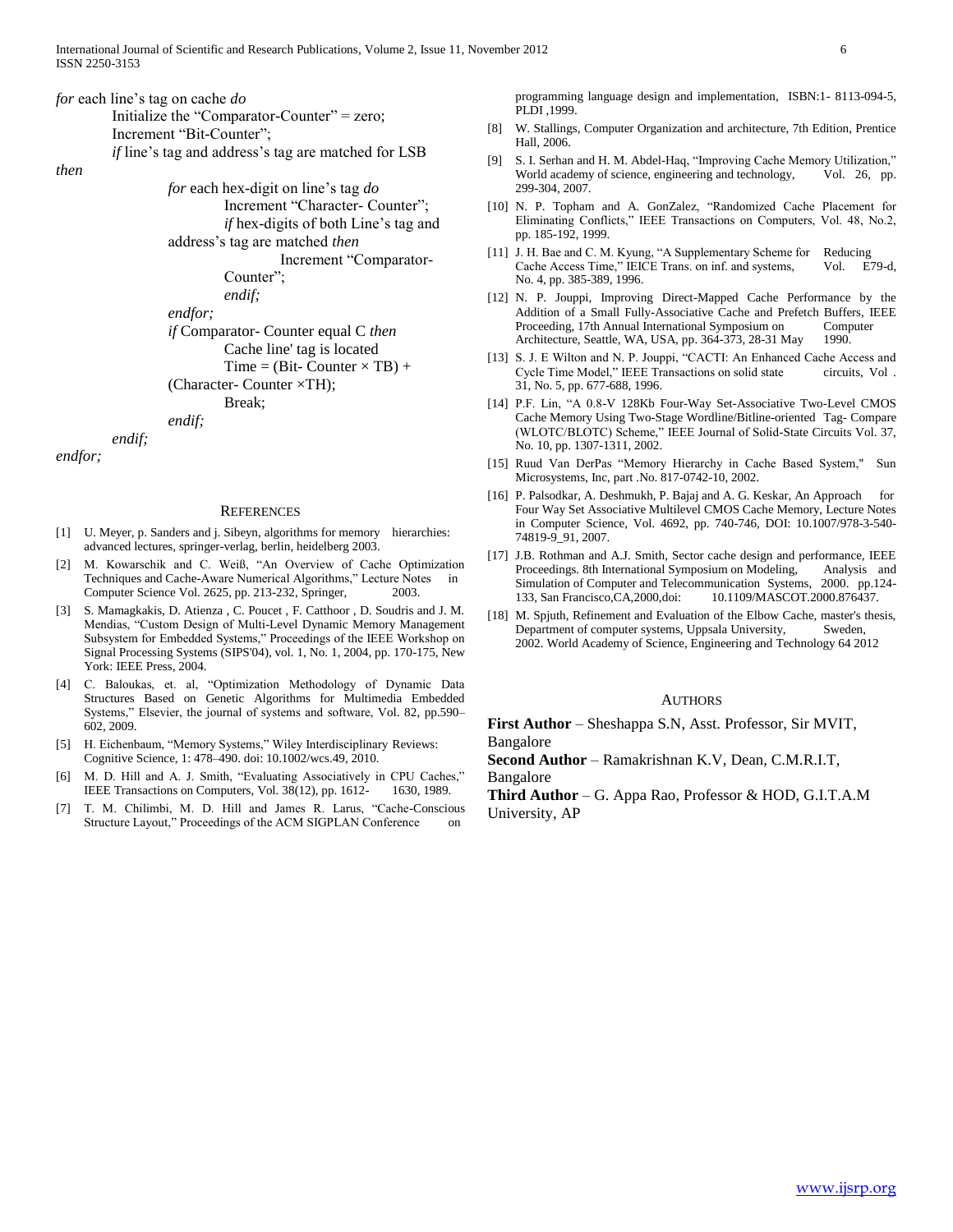*for* each line's tag on cache *do*

Initialize the "Comparator-Counter" = zero;

Increment "Bit-Counter";

*if* line's tag and address's tag are matched for LSB *then*

*for* each hex-digit on line's tag *do*

Increment "Character- Counter";

*if* hex-digits of both Line's tag and address's tag are matched *then*

Increment "Comparator-Counter";

*endif;*

*endfor;*

*if* Comparator- Counter equal C *then*

Cache line' tag is located

Time = (Bit- Counter × TB) + (Character- Counter ×TH);

Break;

*endif;*

*endif;*

*endfor;*

## REFERENCES

[1] U. Meyer, p. Sanders and j. Sibeyn, algorithms for memory hierarchies: advanced lectures, springer-verlag, berlin, heidelberg 2003.

[2] M. Kowarschik and C. Weiß, "An Overview of Cache Optimization Techniques and Cache-Aware Numerical Algorithms," Lecture Notes in Computer Science Vol. 2625, pp. 213-232, Springer, 2003.

[3] S. Mamagkakis, D. Atienza , C. Poucet , F. Catthoor , D. Soudris and J. M. Mendias, "Custom Design of Multi-Level Dynamic Memory Management Subsystem for Embedded Systems," Proceedings of the IEEE Workshop on Signal Processing Systems (SIPS'04), vol. 1, No. 1, 2004, pp. 170-175, New York: IEEE Press, 2004.

[4] C. Baloukas, et. al, "Optimization Methodology of Dynamic Data Structures Based on Genetic Algorithms for Multimedia Embedded Systems," Elsevier, the journal of systems and software, Vol. 82, pp.590–602, 2009.

[5] H. Eichenbaum, "Memory Systems," Wiley Interdisciplinary Reviews: Cognitive Science, 1: 478–490. doi: 10.1002/wcs.49, 2010.

[6] M. D. Hill and A. J. Smith, "Evaluating Associatively in CPU Caches," IEEE Transactions on Computers, Vol. 38(12), pp. 1612- 1630, 1989.

[7] T. M. Chilimbi, M. D. Hill and James R. Larus, "Cache-Conscious Structure Layout," Proceedings of the ACM SIGPLAN Conference on programming language design and implementation, ISBN:1- 8113-094-5, PLDI ,1999.

[8] W. Stallings, Computer Organization and architecture, 7th Edition, Prentice Hall, 2006.

[9] S. I. Serhan and H. M. Abdel-Haq, "Improving Cache Memory Utilization," World academy of science, engineering and technology, Vol. 26, pp. 299-304, 2007.

[10] N. P. Topham and A. GonZalez, "Randomized Cache Placement for Eliminating Conflicts," IEEE Transactions on Computers, Vol. 48, No.2, pp. 185-192, 1999.

[11] J. H. Bae and C. M. Kyung, "A Supplementary Scheme for Reducing Cache Access Time," IEICE Trans. on inf. and systems, Vol. E79-d, No. 4, pp. 385-389, 1996.

[12] N. P. Jouppi, Improving Direct-Mapped Cache Performance by the Addition of a Small Fully-Associative Cache and Prefetch Buffers, IEEE Proceeding, 17th Annual International Symposium on Computer Architecture, Seattle, WA, USA, pp. 364-373, 28-31 May 1990.

[13] S. J. E Wilton and N. P. Jouppi, "CACTI: An Enhanced Cache Access and Cycle Time Model," IEEE Transactions on solid state circuits, Vol . 31, No. 5, pp. 677-688, 1996.

[14] P.F. Lin, "A 0.8-V 128Kb Four-Way Set-Associative Two-Level CMOS Cache Memory Using Two-Stage Wordline/Bitline-oriented Tag- Compare (WLOTC/BLOTC) Scheme," IEEE Journal of Solid-State Circuits Vol. 37, No. 10, pp. 1307-1311, 2002.

[15] Ruud Van DerPas "Memory Hierarchy in Cache Based System," Sun Microsystems, Inc, part .No. 817-0742-10, 2002.

[16] P. Palsodkar, A. Deshmukh, P. Bajaj and A. G. Keskar, An Approach for Four Way Set Associative Multilevel CMOS Cache Memory, Lecture Notes in Computer Science, Vol. 4692, pp. 740-746, DOI: 10.1007/978-3-540-74819-9_91, 2007.

[17] J.B. Rothman and A.J. Smith, Sector cache design and performance, IEEE Proceedings. 8th International Symposium on Modeling, Analysis and Simulation of Computer and Telecommunication Systems, 2000. pp.124-133, San Francisco,CA,2000,doi: 10.1109/MASCOT.2000.876437.

[18] M. Spjuth, Refinement and Evaluation of the Elbow Cache, master's thesis, Department of computer systems, Uppsala University, Sweden, 2002. World Academy of Science, Engineering and Technology 64 2012

## AUTHORS

**First Author** – Sheshappa S.N, Asst. Professor, Sir MVIT, Bangalore

**Second Author** – Ramakrishnan K.V, Dean, C.M.R.I.T, Bangalore

**Third Author** – G. Appa Rao, Professor & HOD, G.I.T.A.M University, AP